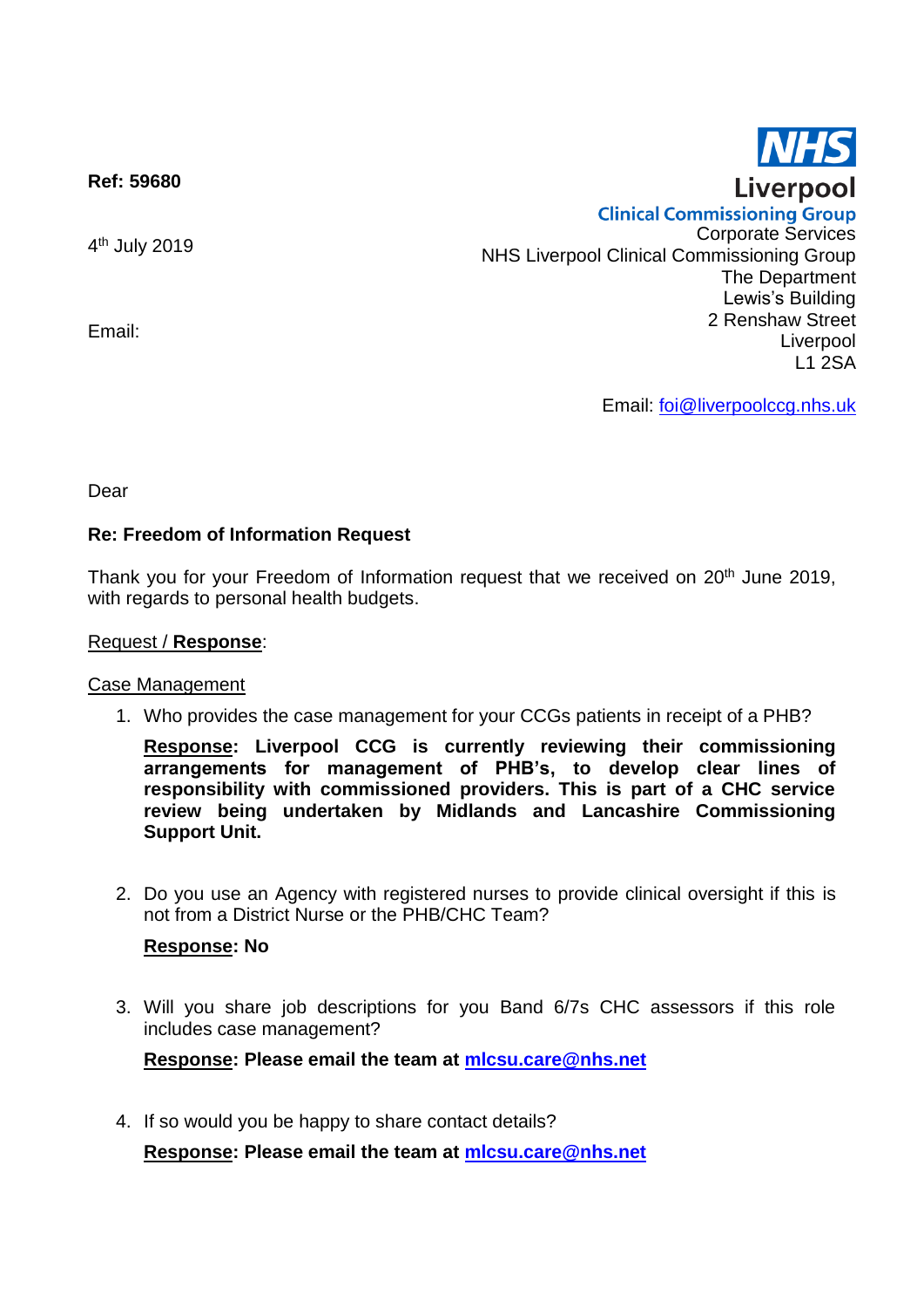**Ref: 59680**

NHS
Liverpool
Clinical Commissioning Group

Corporate Services
NHS Liverpool Clinical Commissioning Group
The Department
Lewis's Building
2 Renshaw Street
Liverpool
L1 2SA

Email: foi@liverpoolccg.nhs.uk

4th July 2019

Email:

Dear

**Re: Freedom of Information Request**

Thank you for your Freedom of Information request that we received on 20th June 2019, with regards to personal health budgets.

Request / **Response**:

Case Management

1. Who provides the case management for your CCGs patients in receipt of a PHB?

   **Response: Liverpool CCG is currently reviewing their commissioning arrangements for management of PHB's, to develop clear lines of responsibility with commissioned providers. This is part of a CHC service review being undertaken by Midlands and Lancashire Commissioning Support Unit.**

2. Do you use an Agency with registered nurses to provide clinical oversight if this is not from a District Nurse or the PHB/CHC Team?

   **Response: No**

3. Will you share job descriptions for you Band 6/7s CHC assessors if this role includes case management?

   **Response: Please email the team at mlcsu.care@nhs.net**

4. If so would you be happy to share contact details?

   **Response: Please email the team at mlcsu.care@nhs.net**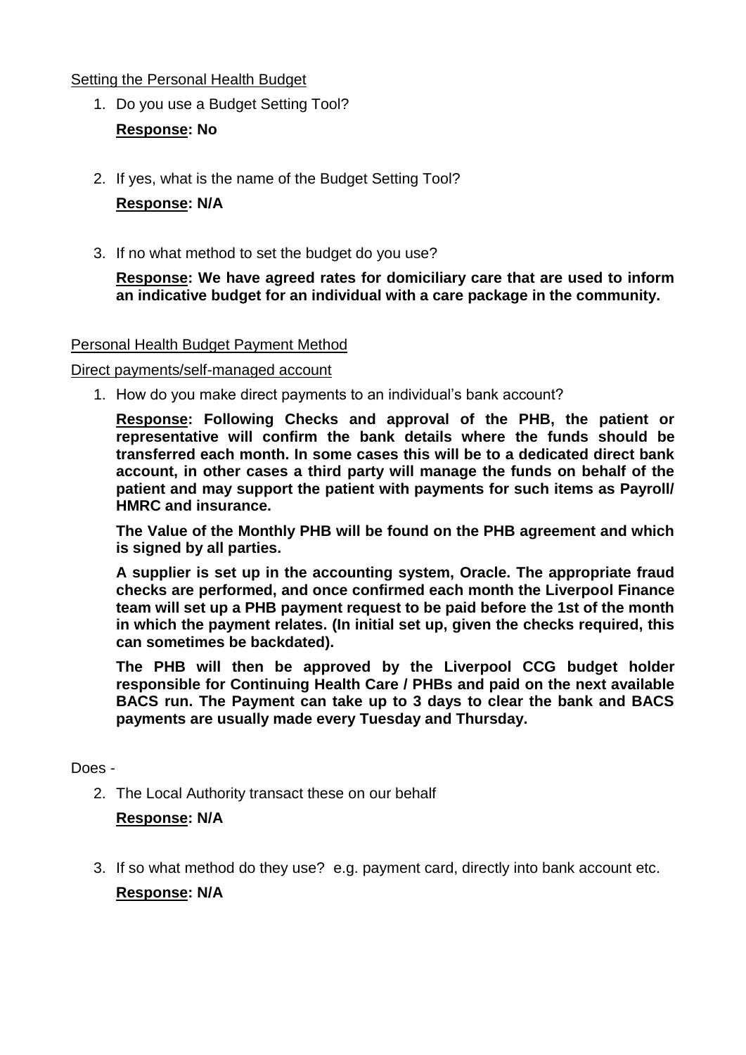Setting the Personal Health Budget

1. Do you use a Budget Setting Tool?

   **Response: No**

2. If yes, what is the name of the Budget Setting Tool?

   **Response: N/A**

3. If no what method to set the budget do you use?

   **Response: We have agreed rates for domiciliary care that are used to inform an indicative budget for an individual with a care package in the community.**

Personal Health Budget Payment Method

Direct payments/self-managed account

1. How do you make direct payments to an individual's bank account?

   **Response: Following Checks and approval of the PHB, the patient or representative will confirm the bank details where the funds should be transferred each month. In some cases this will be to a dedicated direct bank account, in other cases a third party will manage the funds on behalf of the patient and may support the patient with payments for such items as Payroll/ HMRC and insurance.**

   **The Value of the Monthly PHB will be found on the PHB agreement and which is signed by all parties.**

   **A supplier is set up in the accounting system, Oracle. The appropriate fraud checks are performed, and once confirmed each month the Liverpool Finance team will set up a PHB payment request to be paid before the 1st of the month in which the payment relates. (In initial set up, given the checks required, this can sometimes be backdated).**

   **The PHB will then be approved by the Liverpool CCG budget holder responsible for Continuing Health Care / PHBs and paid on the next available BACS run. The Payment can take up to 3 days to clear the bank and BACS payments are usually made every Tuesday and Thursday.**

Does -

2. The Local Authority transact these on our behalf

   **Response: N/A**

3. If so what method do they use? e.g. payment card, directly into bank account etc.

   **Response: N/A**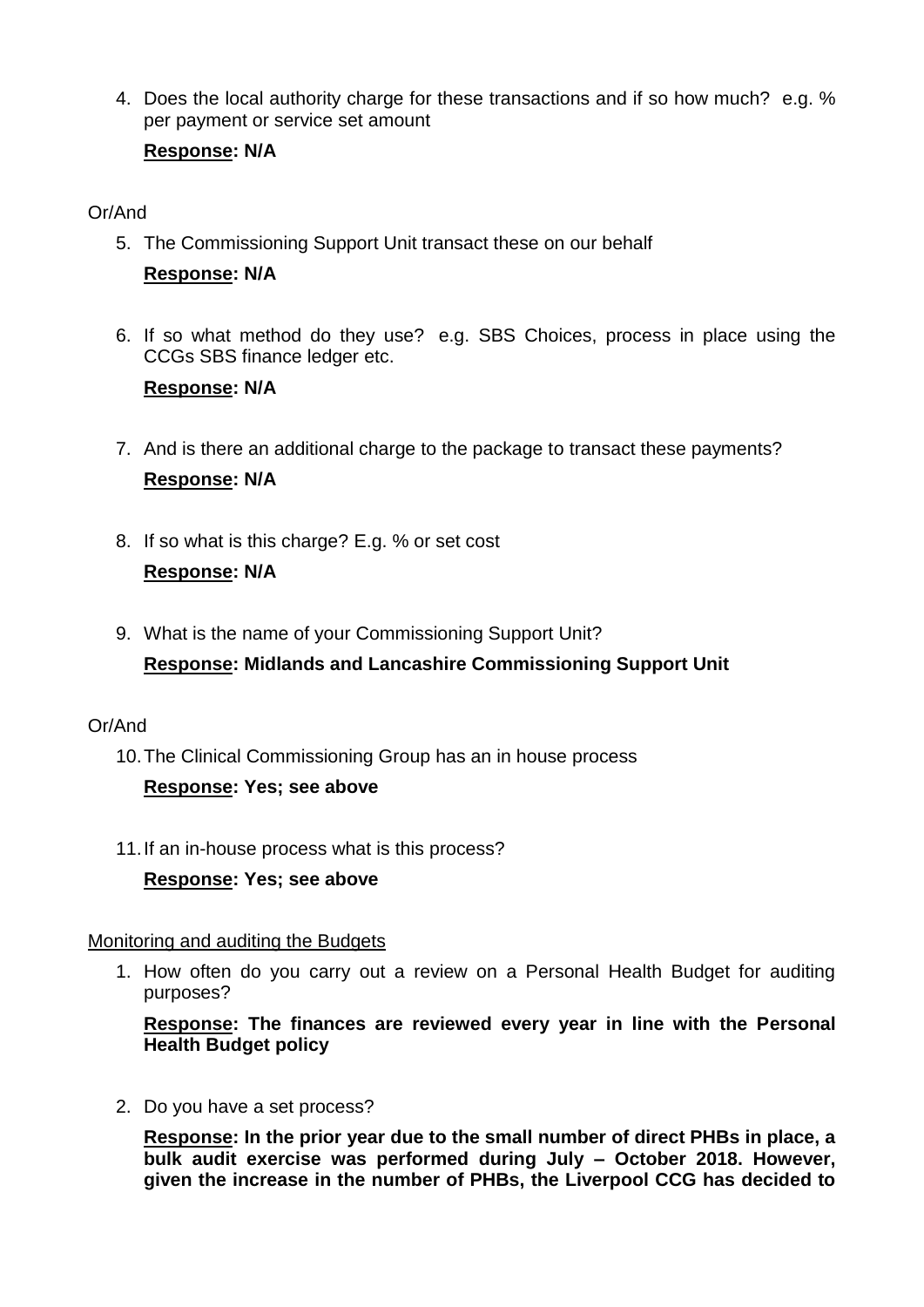4. Does the local authority charge for these transactions and if so how much? e.g. % per payment or service set amount

   **<u>Response</u>: N/A**

Or/And

5. The Commissioning Support Unit transact these on our behalf

   **<u>Response</u>: N/A**

6. If so what method do they use? e.g. SBS Choices, process in place using the CCGs SBS finance ledger etc.

   **<u>Response</u>: N/A**

7. And is there an additional charge to the package to transact these payments?

   **<u>Response</u>: N/A**

8. If so what is this charge? E.g. % or set cost

   **<u>Response</u>: N/A**

9. What is the name of your Commissioning Support Unit?

   **<u>Response</u>: Midlands and Lancashire Commissioning Support Unit**

Or/And

10. The Clinical Commissioning Group has an in house process

    **<u>Response</u>: Yes; see above**

11. If an in-house process what is this process?

    **<u>Response</u>: Yes; see above**

<u>Monitoring and auditing the Budgets</u>

1. How often do you carry out a review on a Personal Health Budget for auditing purposes?

   **<u>Response</u>: The finances are reviewed every year in line with the Personal Health Budget policy**

2. Do you have a set process?

   **<u>Response</u>: In the prior year due to the small number of direct PHBs in place, a bulk audit exercise was performed during July – October 2018. However, given the increase in the number of PHBs, the Liverpool CCG has decided to**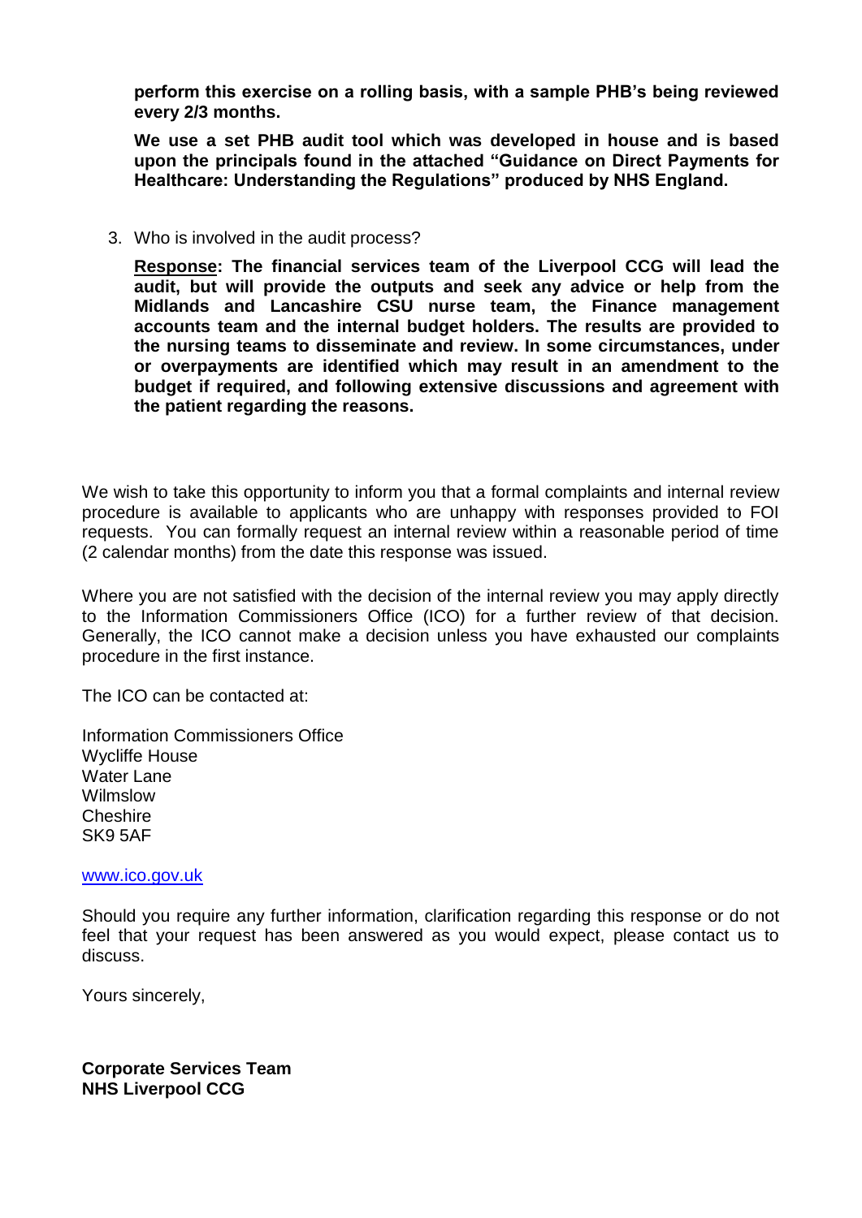**perform this exercise on a rolling basis, with a sample PHB's being reviewed every 2/3 months.**

**We use a set PHB audit tool which was developed in house and is based upon the principals found in the attached "Guidance on Direct Payments for Healthcare: Understanding the Regulations" produced by NHS England.**

3. Who is involved in the audit process?

   **<u>Response</u>: The financial services team of the Liverpool CCG will lead the audit, but will provide the outputs and seek any advice or help from the Midlands and Lancashire CSU nurse team, the Finance management accounts team and the internal budget holders. The results are provided to the nursing teams to disseminate and review. In some circumstances, under or overpayments are identified which may result in an amendment to the budget if required, and following extensive discussions and agreement with the patient regarding the reasons.**

We wish to take this opportunity to inform you that a formal complaints and internal review procedure is available to applicants who are unhappy with responses provided to FOI requests. You can formally request an internal review within a reasonable period of time (2 calendar months) from the date this response was issued.

Where you are not satisfied with the decision of the internal review you may apply directly to the Information Commissioners Office (ICO) for a further review of that decision. Generally, the ICO cannot make a decision unless you have exhausted our complaints procedure in the first instance.

The ICO can be contacted at:

Information Commissioners Office
Wycliffe House
Water Lane
Wilmslow
Cheshire
SK9 5AF

www.ico.gov.uk

Should you require any further information, clarification regarding this response or do not feel that your request has been answered as you would expect, please contact us to discuss.

Yours sincerely,

**Corporate Services Team**
**NHS Liverpool CCG**